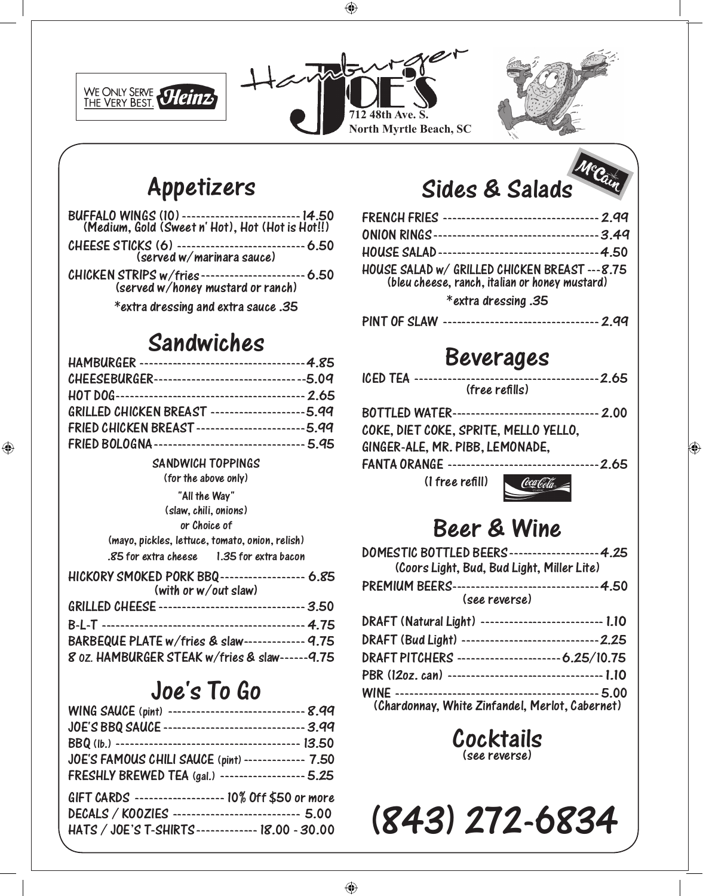WE ONLY SERVE THE VERY BEST. Heinz

# Hamburger Joe's

712 48th Ave. S.
North Myrtle Beach, SC

## Appetizers

BUFFALO WINGS (10) ------------------------- 14.50
(Medium, Gold (Sweet n' Hot), Hot (Hot is Hot!!)

CHEESE STICKS (6) --------------------------- 6.50
(served w/ marinara sauce)

CHICKEN STRIPS w/fries ---------------------- 6.50
(served w/honey mustard or ranch)

*extra dressing and extra sauce .35

## Sandwiches

HAMBURGER ----------------------------------- 4.85

CHEESEBURGER-------------------------------- 5.09

HOT DOG-------------------------------------- 2.65

GRILLED CHICKEN BREAST --------------------- 5.99

FRIED CHICKEN BREAST ----------------------- 5.99

FRIED BOLOGNA ------------------------------- 5.95

SANDWICH TOPPINGS
(for the above only)
"All the Way"
(slaw, chili, onions)
or Choice of
(mayo, pickles, lettuce, tomato, onion, relish)
.85 for extra cheese 1.35 for extra bacon

HICKORY SMOKED PORK BBQ------------------ 6.85
(with or w/out slaw)

GRILLED CHEESE ------------------------------ 3.50

B-L-T ---------------------------------------- 4.75

BARBEQUE PLATE w/fries & slaw------------- 9.75

8 oz. HAMBURGER STEAK w/fries & slaw------ 9.75

## Joe's To Go

WING SAUCE (pint) ---------------------------- 8.99

JOE'S BBQ SAUCE ----------------------------- 3.99

BBQ (lb.) ------------------------------------ 13.50

JOE'S FAMOUS CHILI SAUCE (pint) ------------- 7.50

FRESHLY BREWED TEA (gal.) ------------------ 5.25

GIFT CARDS ------------------- 10% Off $50 or more

DECALS / KOOZIES --------------------------- 5.00

HATS / JOE'S T-SHIRTS ------------- 18.00 - 30.00

## Sides & Salads

McCain

FRENCH FRIES -------------------------------- 2.99

ONION RINGS --------------------------------- 3.49

HOUSE SALAD --------------------------------- 4.50

HOUSE SALAD w/ GRILLED CHICKEN BREAST --- 8.75
(bleu cheese, ranch, italian or honey mustard)

*extra dressing .35

PINT OF SLAW -------------------------------- 2.99

## Beverages

ICED TEA ------------------------------------ 2.65
(free refills)

BOTTLED WATER------------------------------ 2.00

COKE, DIET COKE, SPRITE, MELLO YELLO,
GINGER-ALE, MR. PIBB, LEMONADE,
FANTA ORANGE ------------------------------- 2.65
(1 free refill)

Coca-Cola Classic

## Beer & Wine

DOMESTIC BOTTLED BEERS------------------- 4.25
(Coors Light, Bud, Bud Light, Miller Lite)

PREMIUM BEERS------------------------------ 4.50
(see reverse)

DRAFT (Natural Light) ------------------------ 1.10

DRAFT (Bud Light) ---------------------------- 2.25

DRAFT PITCHERS --------------------- 6.25/10.75

PBR (12oz. can) ----------------------------- 1.10

WINE ----------------------------------------- 5.00
(Chardonnay, White Zinfandel, Merlot, Cabernet)

## Cocktails

(see reverse)

# (843) 272-6834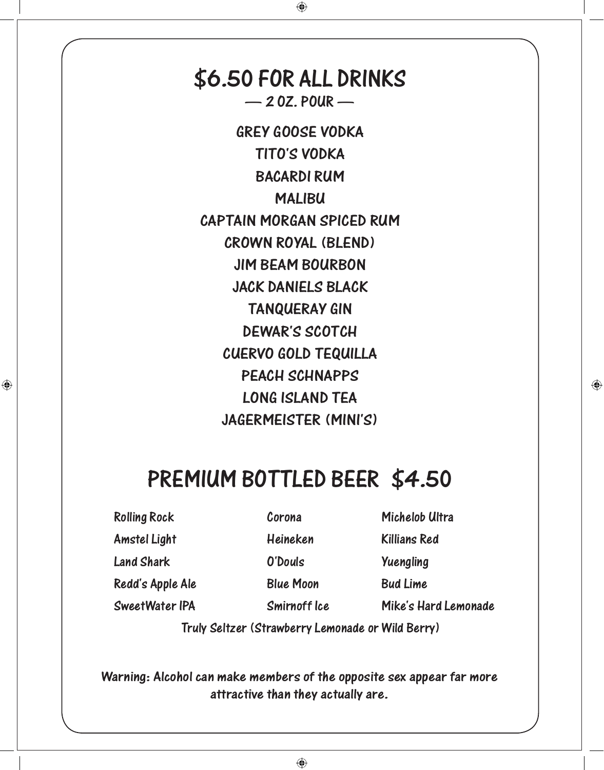# $6.50 FOR ALL DRINKS

— 2 OZ. POUR —

GREY GOOSE VODKA

TITO'S VODKA

BACARDI RUM

MALIBU

CAPTAIN MORGAN SPICED RUM

CROWN ROYAL (BLEND)

JIM BEAM BOURBON

JACK DANIELS BLACK

TANQUERAY GIN

DEWAR'S SCOTCH

CUERVO GOLD TEQUILLA

PEACH SCHNAPPS

LONG ISLAND TEA

JAGERMEISTER (MINI'S)

# PREMIUM BOTTLED BEER $4.50

| | | |
|---|---|---|
| Rolling Rock | Corona | Michelob Ultra |
| Amstel Light | Heineken | Killians Red |
| Land Shark | O'Douls | Yuengling |
| Redd's Apple Ale | Blue Moon | Bud Lime |
| SweetWater IPA | Smirnoff Ice | Mike's Hard Lemonade |

Truly Seltzer (Strawberry Lemonade or Wild Berry)

Warning: Alcohol can make members of the opposite sex appear far more attractive than they actually are.